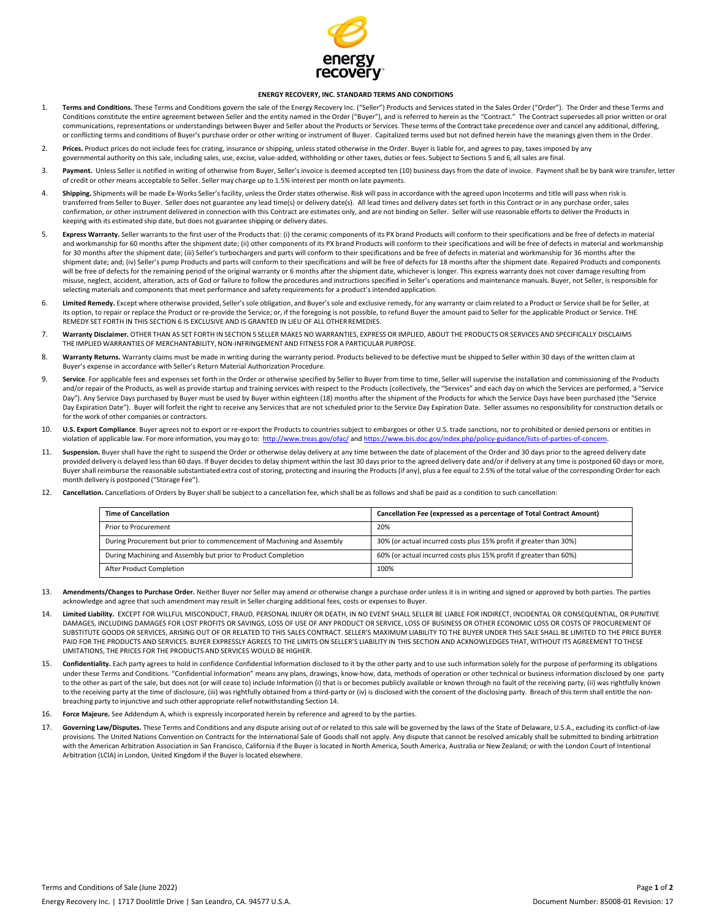# ENERGY RECOVERY, INC. STANDARD TERMS AND CONDITIONS

1. **Terms and Conditions.** These Terms and Conditions govern the sale of the Energy Recovery Inc. ("Seller") Products and Services stated in the Sales Order ("Order"). The Order and these Terms and Conditions constitute the entire agreement between Seller and the entity named in the Order ("Buyer"), and is referred to herein as the "Contract." The Contract supersedes all prior written or oral communications, representations or understandings between Buyer and Seller about the Products or Services. These terms of the Contract take precedence over and cancel any additional, differing, or conflicting terms and conditions of Buyer's purchase order or other writing or instrument of Buyer. Capitalized terms used but not defined herein have the meanings given them in the Order.

2. **Prices.** Product prices do not include fees for crating, insurance or shipping, unless stated otherwise in the Order. Buyer is liable for, and agrees to pay, taxes imposed by any governmental authority on this sale, including sales, use, excise, value-added, withholding or other taxes, duties or fees. Subject to Sections 5 and 6, all sales are final.

3. **Payment.** Unless Seller is notified in writing of otherwise from Buyer, Seller's invoice is deemed accepted ten (10) business days from the date of invoice. Payment shall be by bank wire transfer, letter of credit or other means acceptable to Seller. Seller may charge up to 1.5% interest per month on late payments.

4. **Shipping.** Shipments will be made Ex-Works Seller's facility, unless the Order states otherwise. Risk will pass in accordance with the agreed upon Incoterms and title will pass when risk is transferred from Seller to Buyer. Seller does not guarantee any lead time(s) or delivery date(s). All lead times and delivery dates set forth in this Contract or in any purchase order, sales confirmation, or other instrument delivered in connection with this Contract are estimates only, and are not binding on Seller. Seller will use reasonable efforts to deliver the Products in keeping with its estimated ship date, but does not guarantee shipping or delivery dates.

5. **Express Warranty.** Seller warrants to the first user of the Products that: (i) the ceramic components of its PX brand Products will conform to their specifications and be free of defects in material and workmanship for 60 months after the shipment date; (ii) other components of its PX brand Products will conform to their specifications and will be free of defects in material and workmanship for 30 months after the shipment date; (iii) Seller's turbochargers and parts will conform to their specifications and be free of defects in material and workmanship for 36 months after the shipment date; and; (iv) Seller's pump Products and parts will conform to their specifications and will be free of defects for 18 months after the shipment date. Repaired Products and components will be free of defects for the remaining period of the original warranty or 6 months after the shipment date, whichever is longer. This express warranty does not cover damage resulting from misuse, neglect, accident, alteration, acts of God or failure to follow the procedures and instructions specified in Seller's operations and maintenance manuals. Buyer, not Seller, is responsible for selecting materials and components that meet performance and safety requirements for a product's intended application.

6. **Limited Remedy.** Except where otherwise provided, Seller's sole obligation, and Buyer's sole and exclusive remedy, for any warranty or claim related to a Product or Service shall be for Seller, at its option, to repair or replace the Product or re-provide the Service; or, if the foregoing is not possible, to refund Buyer the amount paid to Seller for the applicable Product or Service. THE REMEDY SET FORTH IN THIS SECTION 6 IS EXCLUSIVE AND IS GRANTED IN LIEU OF ALL OTHER REMEDIES.

7. **Warranty Disclaimer.** OTHER THAN AS SET FORTH IN SECTION 5 SELLER MAKES NO WARRANTIES, EXPRESS OR IMPLIED, ABOUT THE PRODUCTS OR SERVICES AND SPECIFICALLY DISCLAIMS THE IMPLIED WARRANTIES OF MERCHANTABILITY, NON-INFRINGEMENT AND FITNESS FOR A PARTICULAR PURPOSE.

8. **Warranty Returns.** Warranty claims must be made in writing during the warranty period. Products believed to be defective must be shipped to Seller within 30 days of the written claim at Buyer's expense in accordance with Seller's Return Material Authorization Procedure.

9. **Service**. For applicable fees and expenses set forth in the Order or otherwise specified by Seller to Buyer from time to time, Seller will supervise the installation and commissioning of the Products and/or repair of the Products, as well as provide startup and training services with respect to the Products (collectively, the "Services" and each day on which the Services are performed, a "Service Day"). Any Service Days purchased by Buyer must be used by Buyer within eighteen (18) months after the shipment of the Products for which the Service Days have been purchased (the "Service Day Expiration Date"). Buyer will forfeit the right to receive any Services that are not scheduled prior to the Service Day Expiration Date. Seller assumes no responsibility for construction details or for the work of other companies or contractors.

10. **U.S. Export Compliance**. Buyer agrees not to export or re-export the Products to countries subject to embargoes or other U.S. trade sanctions, nor to prohibited or denied persons or entities in violation of applicable law. For more information, you may go to: http://www.treas.gov/ofac/ and https://www.bis.doc.gov/index.php/policy-guidance/lists-of-parties-of-concern.

11. **Suspension.** Buyer shall have the right to suspend the Order or otherwise delay delivery at any time between the date of placement of the Order and 30 days prior to the agreed delivery date provided delivery is delayed less than 60 days. If Buyer decides to delay shipment within the last 30 days prior to the agreed delivery date and/or if delivery at any time is postponed 60 days or more, Buyer shall reimburse the reasonable substantiated extra cost of storing, protecting and insuring the Products (if any), plus a fee equal to 2.5% of the total value of the corresponding Order for each month delivery is postponed ("Storage Fee").

12. **Cancellation.** Cancellations of Orders by Buyer shall be subject to a cancellation fee, which shall be as follows and shall be paid as a condition to such cancellation:

| Time of Cancellation | Cancellation Fee (expressed as a percentage of Total Contract Amount) |
|---|---|
| Prior to Procurement | 20% |
| During Procurement but prior to commencement of Machining and Assembly | 30% (or actual incurred costs plus 15% profit if greater than 30%) |
| During Machining and Assembly but prior to Product Completion | 60% (or actual incurred costs plus 15% profit if greater than 60%) |
| After Product Completion | 100% |

13. **Amendments/Changes to Purchase Order.** Neither Buyer nor Seller may amend or otherwise change a purchase order unless it is in writing and signed or approved by both parties. The parties acknowledge and agree that such amendment may result in Seller charging additional fees, costs or expenses to Buyer.

14. **Limited Liability.** EXCEPT FOR WILLFUL MISCONDUCT, FRAUD, PERSONAL INJURY OR DEATH, IN NO EVENT SHALL SELLER BE LIABLE FOR INDIRECT, INCIDENTAL OR CONSEQUENTIAL, OR PUNITIVE DAMAGES, INCLUDING DAMAGES FOR LOST PROFITS OR SAVINGS, LOSS OF USE OF ANY PRODUCT OR SERVICE, LOSS OF BUSINESS OR OTHER ECONOMIC LOSS OR COSTS OF PROCUREMENT OF SUBSTITUTE GOODS OR SERVICES, ARISING OUT OF OR RELATED TO THIS SALES CONTRACT. SELLER'S MAXIMUM LIABILITY TO THE BUYER UNDER THIS SALE SHALL BE LIMITED TO THE PRICE BUYER PAID FOR THE PRODUCTS AND SERVICES. BUYER EXPRESSLY AGREES TO THE LIMITS ON SELLER'S LIABILITY IN THIS SECTION AND ACKNOWLEDGES THAT, WITHOUT ITS AGREEMENT TO THESE LIMITATIONS, THE PRICES FOR THE PRODUCTS AND SERVICES WOULD BE HIGHER.

15. **Confidentiality.** Each party agrees to hold in confidence Confidential Information disclosed to it by the other party and to use such information solely for the purpose of performing its obligations under these Terms and Conditions. "Confidential Information" means any plans, drawings, know-how, data, methods of operation or other technical or business information disclosed by one party to the other as part of the sale, but does not (or will cease to) include Information (i) that is or becomes publicly available or known through no fault of the receiving party, (ii) was rightfully known to the receiving party at the time of disclosure, (iii) was rightfully obtained from a third-party or (iv) is disclosed with the consent of the disclosing party. Breach of this term shall entitle the non-breaching party to injunctive and such other appropriate relief notwithstanding Section 14.

16. **Force Majeure.** See Addendum A, which is expressly incorporated herein by reference and agreed to by the parties.

17. **Governing Law/Disputes.** These Terms and Conditions and any dispute arising out of or related to this sale will be governed by the laws of the State of Delaware, U.S.A., excluding its conflict-of-law provisions. The United Nations Convention on Contracts for the International Sale of Goods shall not apply. Any dispute that cannot be resolved amicably shall be submitted to binding arbitration with the American Arbitration Association in San Francisco, California if the Buyer is located in North America, South America, Australia or New Zealand; or with the London Court of Intentional Arbitration (LCIA) in London, United Kingdom if the Buyer is located elsewhere.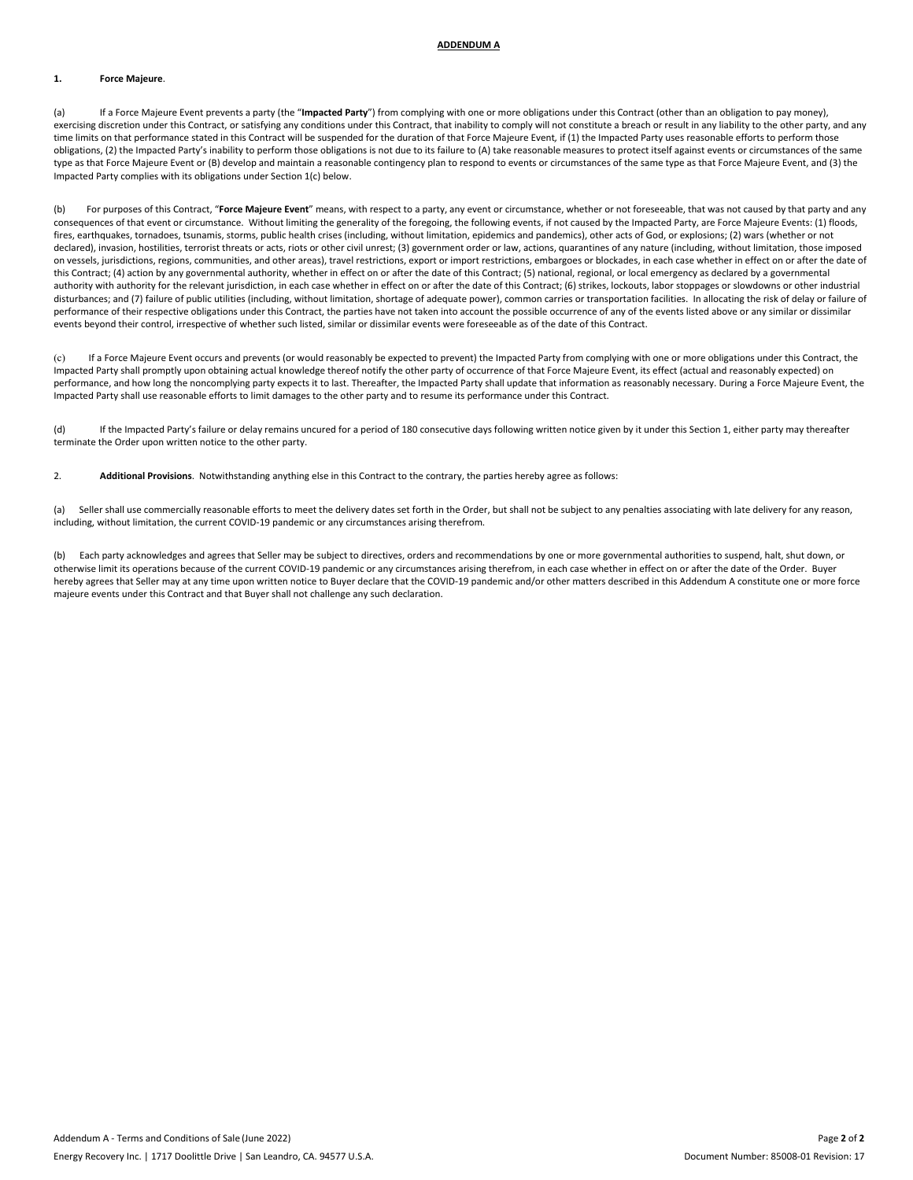**ADDENDUM A**

**1. Force Majeure**.

(a) If a Force Majeure Event prevents a party (the "**Impacted Party**") from complying with one or more obligations under this Contract (other than an obligation to pay money), exercising discretion under this Contract, or satisfying any conditions under this Contract, that inability to comply will not constitute a breach or result in any liability to the other party, and any time limits on that performance stated in this Contract will be suspended for the duration of that Force Majeure Event, if (1) the Impacted Party uses reasonable efforts to perform those obligations, (2) the Impacted Party's inability to perform those obligations is not due to its failure to (A) take reasonable measures to protect itself against events or circumstances of the same type as that Force Majeure Event or (B) develop and maintain a reasonable contingency plan to respond to events or circumstances of the same type as that Force Majeure Event, and (3) the Impacted Party complies with its obligations under Section 1(c) below.

(b) For purposes of this Contract, "**Force Majeure Event**" means, with respect to a party, any event or circumstance, whether or not foreseeable, that was not caused by that party and any consequences of that event or circumstance. Without limiting the generality of the foregoing, the following events, if not caused by the Impacted Party, are Force Majeure Events: (1) floods, fires, earthquakes, tornadoes, tsunamis, storms, public health crises (including, without limitation, epidemics and pandemics), other acts of God, or explosions; (2) wars (whether or not declared), invasion, hostilities, terrorist threats or acts, riots or other civil unrest; (3) government order or law, actions, quarantines of any nature (including, without limitation, those imposed on vessels, jurisdictions, regions, communities, and other areas), travel restrictions, export or import restrictions, embargoes or blockades, in each case whether in effect on or after the date of this Contract; (4) action by any governmental authority, whether in effect on or after the date of this Contract; (5) national, regional, or local emergency as declared by a governmental authority with authority for the relevant jurisdiction, in each case whether in effect on or after the date of this Contract; (6) strikes, lockouts, labor stoppages or slowdowns or other industrial disturbances; and (7) failure of public utilities (including, without limitation, shortage of adequate power), common carries or transportation facilities. In allocating the risk of delay or failure of performance of their respective obligations under this Contract, the parties have not taken into account the possible occurrence of any of the events listed above or any similar or dissimilar events beyond their control, irrespective of whether such listed, similar or dissimilar events were foreseeable as of the date of this Contract.

(c) If a Force Majeure Event occurs and prevents (or would reasonably be expected to prevent) the Impacted Party from complying with one or more obligations under this Contract, the Impacted Party shall promptly upon obtaining actual knowledge thereof notify the other party of occurrence of that Force Majeure Event, its effect (actual and reasonably expected) on performance, and how long the noncomplying party expects it to last. Thereafter, the Impacted Party shall update that information as reasonably necessary. During a Force Majeure Event, the Impacted Party shall use reasonable efforts to limit damages to the other party and to resume its performance under this Contract.

(d) If the Impacted Party's failure or delay remains uncured for a period of 180 consecutive days following written notice given by it under this Section 1, either party may thereafter terminate the Order upon written notice to the other party.

2. **Additional Provisions**. Notwithstanding anything else in this Contract to the contrary, the parties hereby agree as follows:

(a) Seller shall use commercially reasonable efforts to meet the delivery dates set forth in the Order, but shall not be subject to any penalties associating with late delivery for any reason, including, without limitation, the current COVID-19 pandemic or any circumstances arising therefrom.

(b) Each party acknowledges and agrees that Seller may be subject to directives, orders and recommendations by one or more governmental authorities to suspend, halt, shut down, or otherwise limit its operations because of the current COVID-19 pandemic or any circumstances arising therefrom, in each case whether in effect on or after the date of the Order. Buyer hereby agrees that Seller may at any time upon written notice to Buyer declare that the COVID-19 pandemic and/or other matters described in this Addendum A constitute one or more force majeure events under this Contract and that Buyer shall not challenge any such declaration.